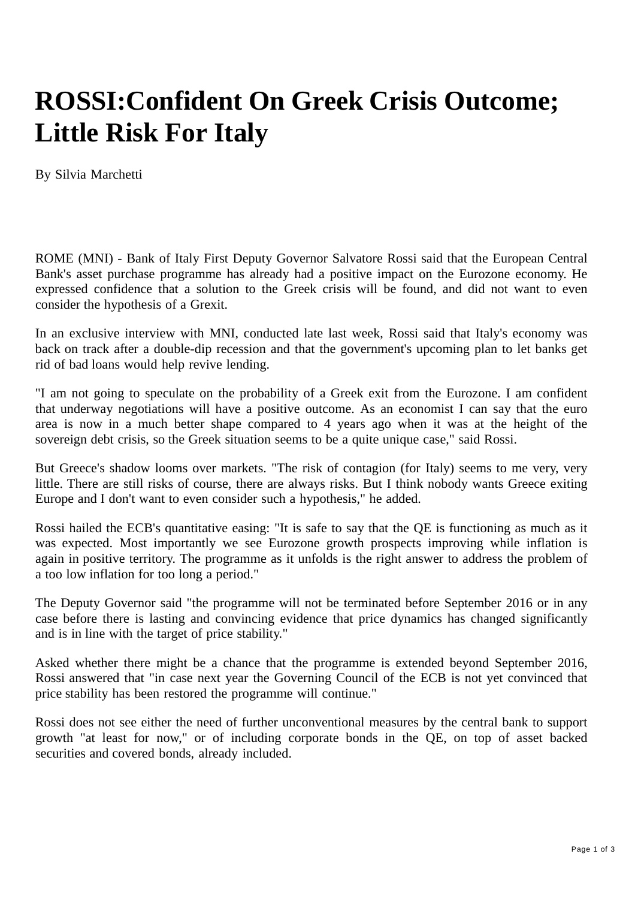# ROSSI:Confident On Greek Crisis Outcome; Little Risk For Italy

By Silvia Marchetti

ROME (MNI) - Bank of Italy First Deputy Governor Salvatore Rossi said that the European Central Bank's asset purchase programme has already had a positive impact on the Eurozone economy. He expressed confidence that a solution to the Greek crisis will be found, and did not want to even consider the hypothesis of a Grexit.

In an exclusive interview with MNI, conducted late last week, Rossi said that Italy's economy was back on track after a double-dip recession and that the government's upcoming plan to let banks get rid of bad loans would help revive lending.

"I am not going to speculate on the probability of a Greek exit from the Eurozone. I am confident that underway negotiations will have a positive outcome. As an economist I can say that the euro area is now in a much better shape compared to 4 years ago when it was at the height of the sovereign debt crisis, so the Greek situation seems to be a quite unique case," said Rossi.

But Greece's shadow looms over markets. "The risk of contagion (for Italy) seems to me very, very little. There are still risks of course, there are always risks. But I think nobody wants Greece exiting Europe and I don't want to even consider such a hypothesis," he added.

Rossi hailed the ECB's quantitative easing: "It is safe to say that the QE is functioning as much as it was expected. Most importantly we see Eurozone growth prospects improving while inflation is again in positive territory. The programme as it unfolds is the right answer to address the problem of a too low inflation for too long a period."

The Deputy Governor said "the programme will not be terminated before September 2016 or in any case before there is lasting and convincing evidence that price dynamics has changed significantly and is in line with the target of price stability."

Asked whether there might be a chance that the programme is extended beyond September 2016, Rossi answered that "in case next year the Governing Council of the ECB is not yet convinced that price stability has been restored the programme will continue."

Rossi does not see either the need of further unconventional measures by the central bank to support growth "at least for now," or of including corporate bonds in the QE, on top of asset backed securities and covered bonds, already included.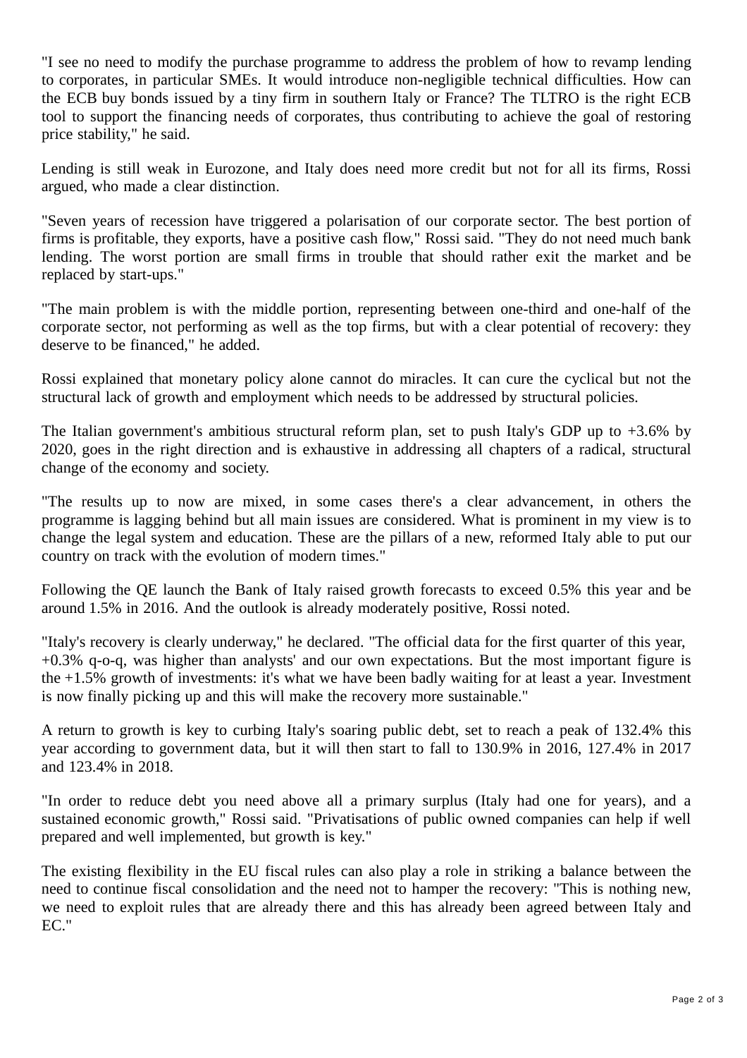"I see no need to modify the purchase programme to address the problem of how to revamp lending to corporates, in particular SMEs. It would introduce non-negligible technical difficulties. How can the ECB buy bonds issued by a tiny firm in southern Italy or France? The TLTRO is the right ECB tool to support the financing needs of corporates, thus contributing to achieve the goal of restoring price stability," he said.

Lending is still weak in Eurozone, and Italy does need more credit but not for all its firms, Rossi argued, who made a clear distinction.

"Seven years of recession have triggered a polarisation of our corporate sector. The best portion of firms is profitable, they exports, have a positive cash flow," Rossi said. "They do not need much bank lending. The worst portion are small firms in trouble that should rather exit the market and be replaced by start-ups."

"The main problem is with the middle portion, representing between one-third and one-half of the corporate sector, not performing as well as the top firms, but with a clear potential of recovery: they deserve to be financed," he added.

Rossi explained that monetary policy alone cannot do miracles. It can cure the cyclical but not the structural lack of growth and employment which needs to be addressed by structural policies.

The Italian government's ambitious structural reform plan, set to push Italy's GDP up to +3.6% by 2020, goes in the right direction and is exhaustive in addressing all chapters of a radical, structural change of the economy and society.

"The results up to now are mixed, in some cases there's a clear advancement, in others the programme is lagging behind but all main issues are considered. What is prominent in my view is to change the legal system and education. These are the pillars of a new, reformed Italy able to put our country on track with the evolution of modern times."

Following the QE launch the Bank of Italy raised growth forecasts to exceed 0.5% this year and be around 1.5% in 2016. And the outlook is already moderately positive, Rossi noted.

"Italy's recovery is clearly underway," he declared. "The official data for the first quarter of this year, +0.3% q-o-q, was higher than analysts' and our own expectations. But the most important figure is the +1.5% growth of investments: it's what we have been badly waiting for at least a year. Investment is now finally picking up and this will make the recovery more sustainable."

A return to growth is key to curbing Italy's soaring public debt, set to reach a peak of 132.4% this year according to government data, but it will then start to fall to 130.9% in 2016, 127.4% in 2017 and 123.4% in 2018.

"In order to reduce debt you need above all a primary surplus (Italy had one for years), and a sustained economic growth," Rossi said. "Privatisations of public owned companies can help if well prepared and well implemented, but growth is key."

The existing flexibility in the EU fiscal rules can also play a role in striking a balance between the need to continue fiscal consolidation and the need not to hamper the recovery: "This is nothing new, we need to exploit rules that are already there and this has already been agreed between Italy and EC."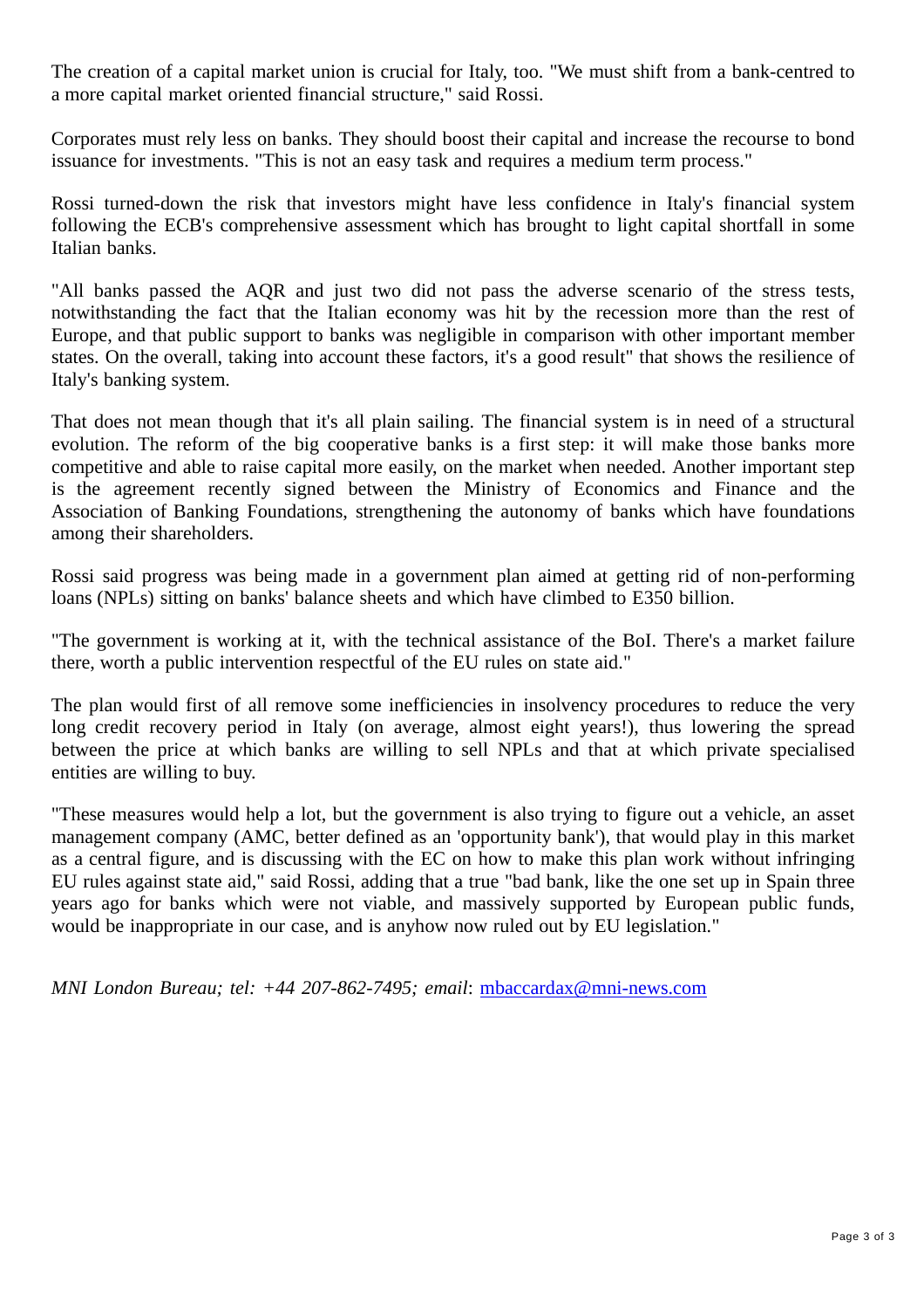The creation of a capital market union is crucial for Italy, too. "We must shift from a bank-centred to a more capital market oriented financial structure," said Rossi.

Corporates must rely less on banks. They should boost their capital and increase the recourse to bond issuance for investments. "This is not an easy task and requires a medium term process."

Rossi turned-down the risk that investors might have less confidence in Italy's financial system following the ECB's comprehensive assessment which has brought to light capital shortfall in some Italian banks.

"All banks passed the AQR and just two did not pass the adverse scenario of the stress tests, notwithstanding the fact that the Italian economy was hit by the recession more than the rest of Europe, and that public support to banks was negligible in comparison with other important member states. On the overall, taking into account these factors, it's a good result" that shows the resilience of Italy's banking system.

That does not mean though that it's all plain sailing. The financial system is in need of a structural evolution. The reform of the big cooperative banks is a first step: it will make those banks more competitive and able to raise capital more easily, on the market when needed. Another important step is the agreement recently signed between the Ministry of Economics and Finance and the Association of Banking Foundations, strengthening the autonomy of banks which have foundations among their shareholders.

Rossi said progress was being made in a government plan aimed at getting rid of non-performing loans (NPLs) sitting on banks' balance sheets and which have climbed to E350 billion.

"The government is working at it, with the technical assistance of the BoI. There's a market failure there, worth a public intervention respectful of the EU rules on state aid."

The plan would first of all remove some inefficiencies in insolvency procedures to reduce the very long credit recovery period in Italy (on average, almost eight years!), thus lowering the spread between the price at which banks are willing to sell NPLs and that at which private specialised entities are willing to buy.

"These measures would help a lot, but the government is also trying to figure out a vehicle, an asset management company (AMC, better defined as an 'opportunity bank'), that would play in this market as a central figure, and is discussing with the EC on how to make this plan work without infringing EU rules against state aid," said Rossi, adding that a true "bad bank, like the one set up in Spain three years ago for banks which were not viable, and massively supported by European public funds, would be inappropriate in our case, and is anyhow now ruled out by EU legislation."

*MNI London Bureau; tel: +44 207-862-7495; email*: mbaccardax@mni-news.com